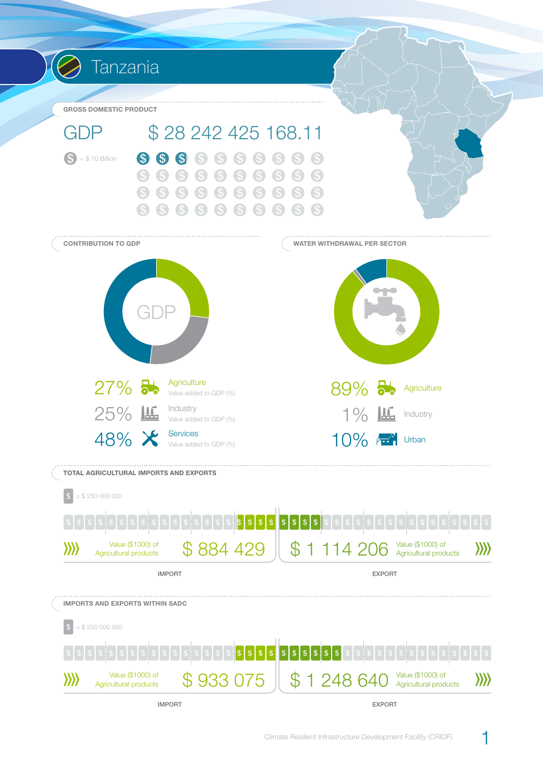# Tanzania

## GROSS DOMESTIC PRODUCT

**GDP** $ 28 242 425 168.11

$ = $ 10 Billion

## CONTRIBUTION TO GDP

GDP

| % | Sector | |
|---|---|---|
| 27% | Agriculture | Value added to GDP (%) |
| 25% | Industry | Value added to GDP (%) |
| 48% | Services | Value added to GDP (%) |

## WATER WITHDRAWAL PER SECTOR

| % | Sector |
|---|---|
| 89% | Agriculture |
| 1% | Industry |
| 10% | Urban |

## TOTAL AGRICULTURAL IMPORTS AND EXPORTS

$ = $ 250 000 000

| | Value ($1000) of Agricultural products |
|---|---|
| IMPORT | $ 884 429 |
| EXPORT | $ 1 114 206 |

## IMPORTS AND EXPORTS WITHIN SADC

$ = $ 250 000 000

| | Value ($1000) of Agricultural products |
|---|---|
| IMPORT | $ 933 075 |
| EXPORT | $ 1 248 640 |

Climate Resilient Infrastructure Development Facility (CRIDF)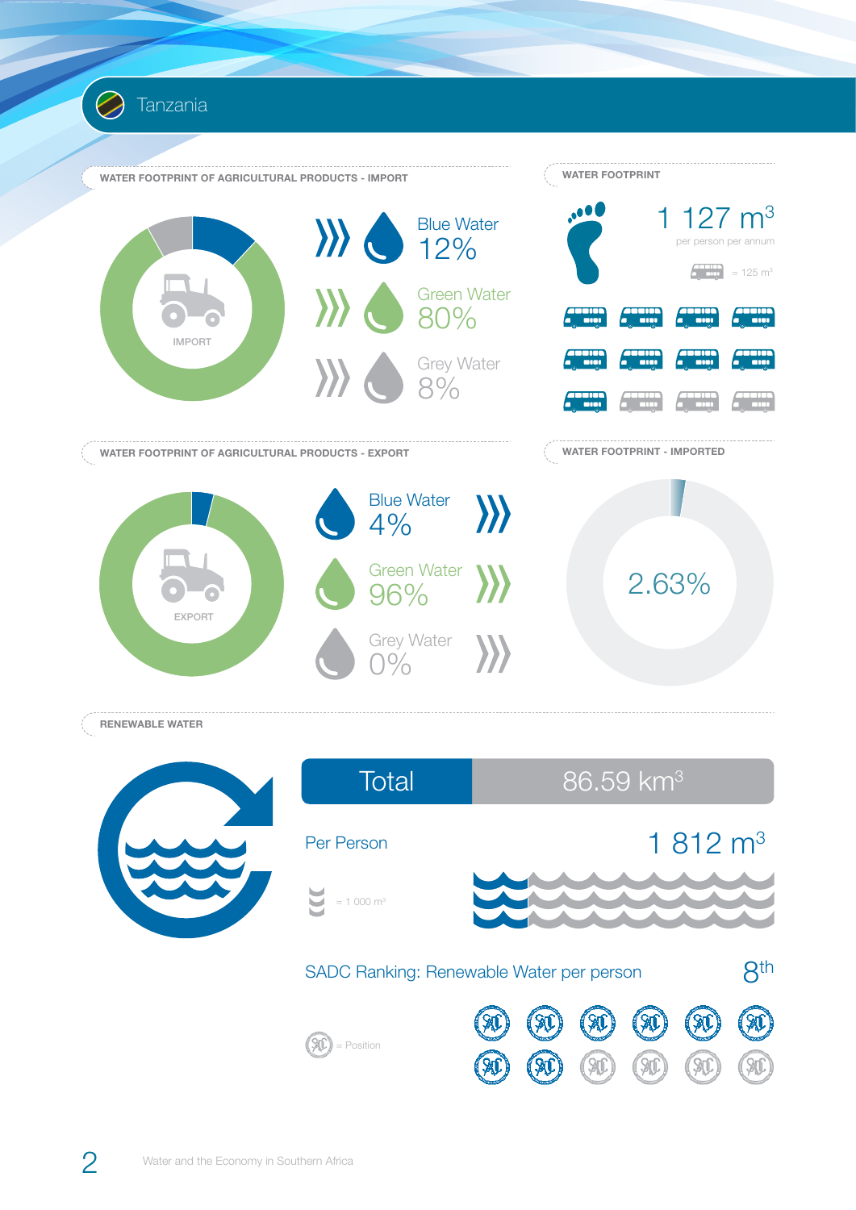# Tanzania

## WATER FOOTPRINT OF AGRICULTURAL PRODUCTS - IMPORT

IMPORT

Blue Water 12%

Green Water 80%

Grey Water 8%

## WATER FOOTPRINT

1 127 $m^3$

per person per annum

= 125 $m^3$

## WATER FOOTPRINT OF AGRICULTURAL PRODUCTS - EXPORT

EXPORT

Blue Water 4%

Green Water 96%

Grey Water 0%

## WATER FOOTPRINT - IMPORTED

2.63%

## RENEWABLE WATER

| Total | 86.59 $km^3$ |
|---|---|

Per Person 1 812 $m^3$

= 1 000 $m^3$

SADC Ranking: Renewable Water per person 8th

= Position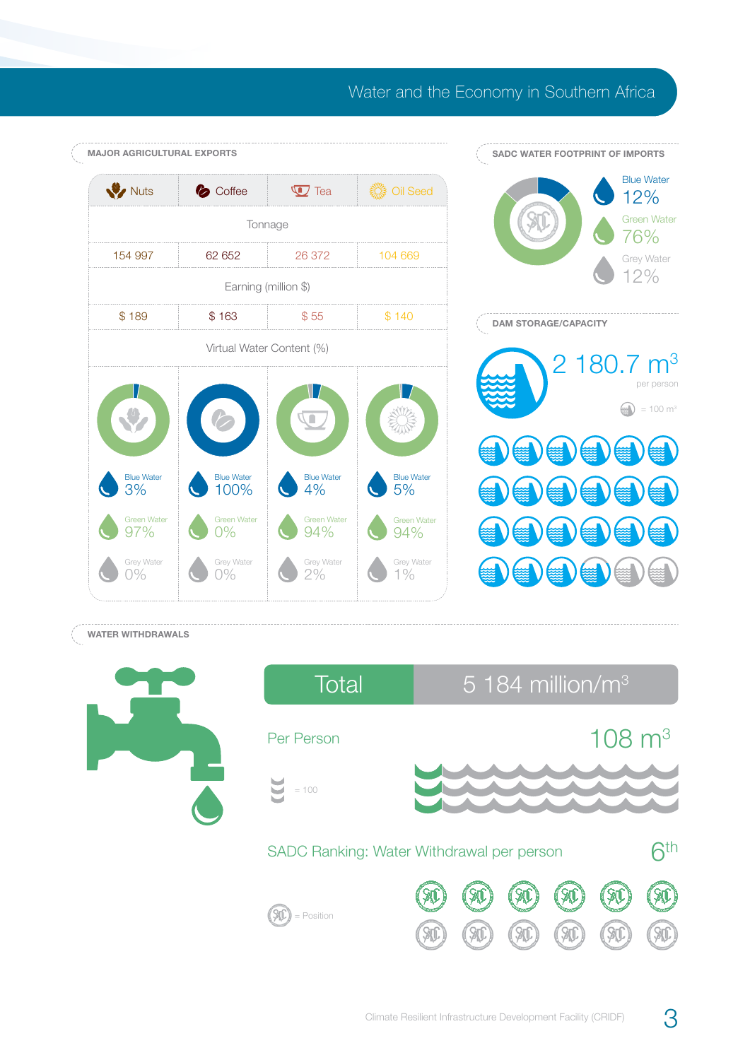# Water and the Economy in Southern Africa

## MAJOR AGRICULTURAL EXPORTS

| | Nuts | Coffee | Tea | Oil Seed |
|---|---|---|---|---|
| Tonnage | 154 997 | 62 652 | 26 372 | 104 669 |
| Earning (million $) | $ 189 | $ 163 | $ 55 | $ 140 |
| Virtual Water Content (%) – Blue Water | 3% | 100% | 4% | 5% |
| Virtual Water Content (%) – Green Water | 97% | 0% | 94% | 94% |
| Virtual Water Content (%) – Grey Water | 0% | 0% | 2% | 1% |

## SADC WATER FOOTPRINT OF IMPORTS

- Blue Water 12%
- Green Water 76%
- Grey Water 12%

## DAM STORAGE/CAPACITY

2 180.7 m$^3$ per person

= 100 m$^3$

## WATER WITHDRAWALS

Total 5 184 million/m$^3$

Per Person 108 m$^3$

= 100

SADC Ranking: Water Withdrawal per person 6th

= Position

Climate Resilient Infrastructure Development Facility (CRIDF)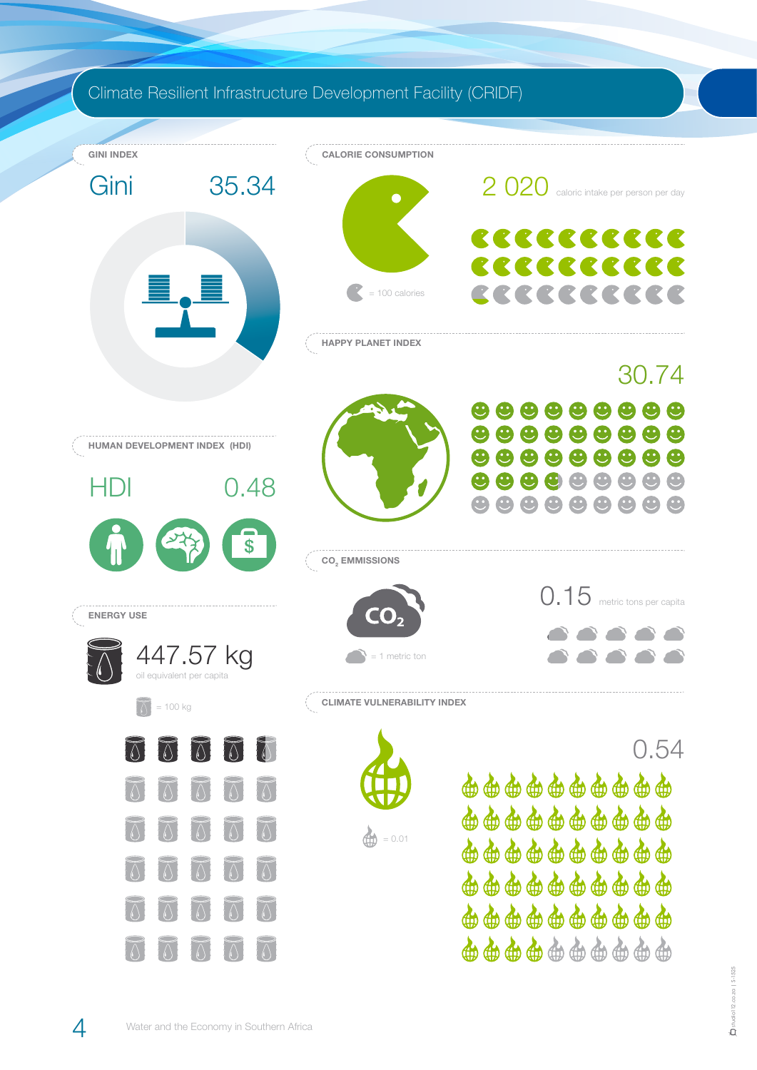# Climate Resilient Infrastructure Development Facility (CRIDF)

## GINI INDEX

Gini 35.34

## HUMAN DEVELOPMENT INDEX (HDI)

HDI 0.48

## ENERGY USE

447.57 kg

oil equivalent per capita

= 100 kg

## CALORIE CONSUMPTION

= 100 calories

2 020 caloric intake per person per day

## HAPPY PLANET INDEX

30.74

## $CO_2$ EMMISSIONS

$CO_2$

= 1 metric ton

0.15 metric tons per capita

## CLIMATE VULNERABILITY INDEX

= 0.01

0.54

Water and the Economy in Southern Africa